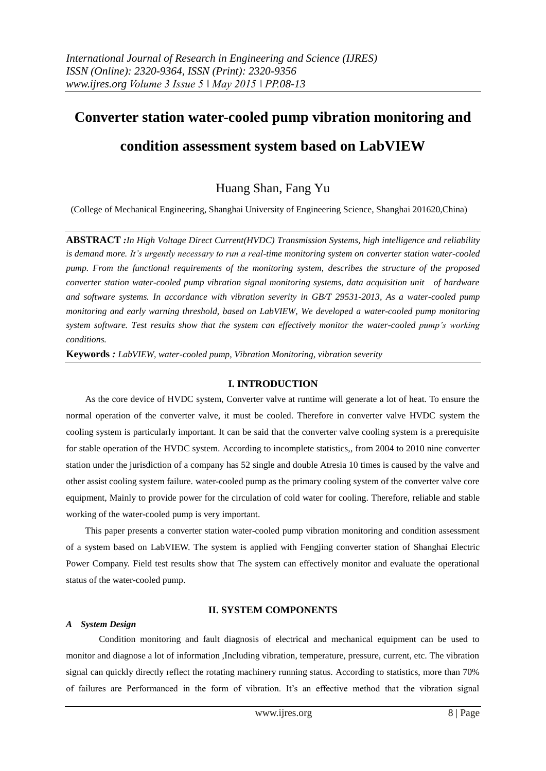# Converter station water-cooled pump vibration monitoring and condition assessment system based on LabVIEW

Huang Shan, Fang Yu

(College of Mechanical Engineering, Shanghai University of Engineering Science, Shanghai 201620,China)

**ABSTRACT :** *In High Voltage Direct Current(HVDC) Transmission Systems, high intelligence and reliability is demand more. It's urgently necessary to run a real-time monitoring system on converter station water-cooled pump. From the functional requirements of the monitoring system, describes the structure of the proposed converter station water-cooled pump vibration signal monitoring systems, data acquisition unit of hardware and software systems. In accordance with vibration severity in GB/T 29531-2013, As a water-cooled pump monitoring and early warning threshold, based on LabVIEW, We developed a water-cooled pump monitoring system software. Test results show that the system can effectively monitor the water-cooled pump's working conditions.*

**Keywords :** *LabVIEW, water-cooled pump, Vibration Monitoring, vibration severity*

## I. INTRODUCTION

As the core device of HVDC system, Converter valve at runtime will generate a lot of heat. To ensure the normal operation of the converter valve, it must be cooled. Therefore in converter valve HVDC system the cooling system is particularly important. It can be said that the converter valve cooling system is a prerequisite for stable operation of the HVDC system. According to incomplete statistics,, from 2004 to 2010 nine converter station under the jurisdiction of a company has 52 single and double Atresia 10 times is caused by the valve and other assist cooling system failure. water-cooled pump as the primary cooling system of the converter valve core equipment, Mainly to provide power for the circulation of cold water for cooling. Therefore, reliable and stable working of the water-cooled pump is very important.

This paper presents a converter station water-cooled pump vibration monitoring and condition assessment of a system based on LabVIEW. The system is applied with Fengjing converter station of Shanghai Electric Power Company. Field test results show that The system can effectively monitor and evaluate the operational status of the water-cooled pump.

## II. SYSTEM COMPONENTS

### *A System Design*

Condition monitoring and fault diagnosis of electrical and mechanical equipment can be used to monitor and diagnose a lot of information ,Including vibration, temperature, pressure, current, etc. The vibration signal can quickly directly reflect the rotating machinery running status. According to statistics, more than 70% of failures are Performanced in the form of vibration. It's an effective method that the vibration signal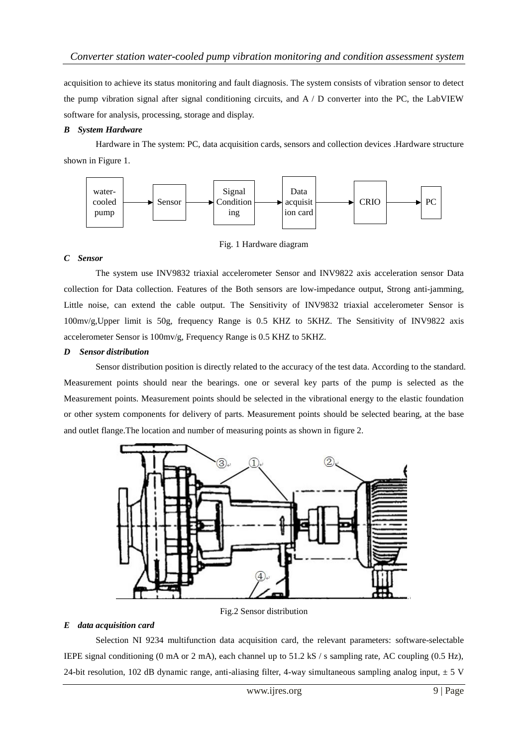acquisition to achieve its status monitoring and fault diagnosis. The system consists of vibration sensor to detect the pump vibration signal after signal conditioning circuits, and A / D converter into the PC, the LabVIEW software for analysis, processing, storage and display.

### *B System Hardware*

Hardware in The system: PC, data acquisition cards, sensors and collection devices .Hardware structure shown in Figure 1.

water-cooled pump → Sensor → Signal Conditioning → Data acquisition card → CRIO → PC

Fig. 1 Hardware diagram

### *C Sensor*

The system use INV9832 triaxial accelerometer Sensor and INV9822 axis acceleration sensor Data collection for Data collection. Features of the Both sensors are low-impedance output, Strong anti-jamming, Little noise, can extend the cable output. The Sensitivity of INV9832 triaxial accelerometer Sensor is 100mv/g,Upper limit is 50g, frequency Range is 0.5 KHZ to 5KHZ. The Sensitivity of INV9822 axis accelerometer Sensor is 100mv/g, Frequency Range is 0.5 KHZ to 5KHZ.

### *D Sensor distribution*

Sensor distribution position is directly related to the accuracy of the test data. According to the standard. Measurement points should near the bearings. one or several key parts of the pump is selected as the Measurement points. Measurement points should be selected in the vibrational energy to the elastic foundation or other system components for delivery of parts. Measurement points should be selected bearing, at the base and outlet flange.The location and number of measuring points as shown in figure 2.

Fig.2 Sensor distribution

### *E data acquisition card*

Selection NI 9234 multifunction data acquisition card, the relevant parameters: software-selectable IEPE signal conditioning (0 mA or 2 mA), each channel up to 51.2 kS / s sampling rate, AC coupling (0.5 Hz), 24-bit resolution, 102 dB dynamic range, anti-aliasing filter, 4-way simultaneous sampling analog input, ± 5 V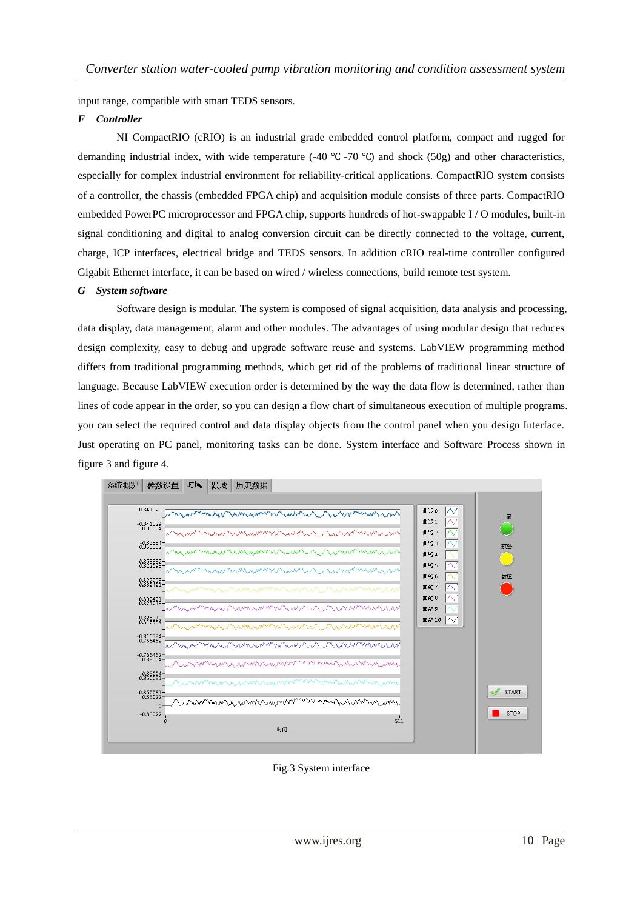input range, compatible with smart TEDS sensors.

***F Controller***

NI CompactRIO (cRIO) is an industrial grade embedded control platform, compact and rugged for demanding industrial index, with wide temperature (-40 ℃ -70 ℃) and shock (50g) and other characteristics, especially for complex industrial environment for reliability-critical applications. CompactRIO system consists of a controller, the chassis (embedded FPGA chip) and acquisition module consists of three parts. CompactRIO embedded PowerPC microprocessor and FPGA chip, supports hundreds of hot-swappable I / O modules, built-in signal conditioning and digital to analog conversion circuit can be directly connected to the voltage, current, charge, ICP interfaces, electrical bridge and TEDS sensors. In addition cRIO real-time controller configured Gigabit Ethernet interface, it can be based on wired / wireless connections, build remote test system.

***G System software***

Software design is modular. The system is composed of signal acquisition, data analysis and processing, data display, data management, alarm and other modules. The advantages of using modular design that reduces design complexity, easy to debug and upgrade software reuse and systems. LabVIEW programming method differs from traditional programming methods, which get rid of the problems of traditional linear structure of language. Because LabVIEW execution order is determined by the way the data flow is determined, rather than lines of code appear in the order, so you can design a flow chart of simultaneous execution of multiple programs. you can select the required control and data display objects from the control panel when you design Interface. Just operating on PC panel, monitoring tasks can be done. System interface and Software Process shown in figure 3 and figure 4.

Fig.3 System interface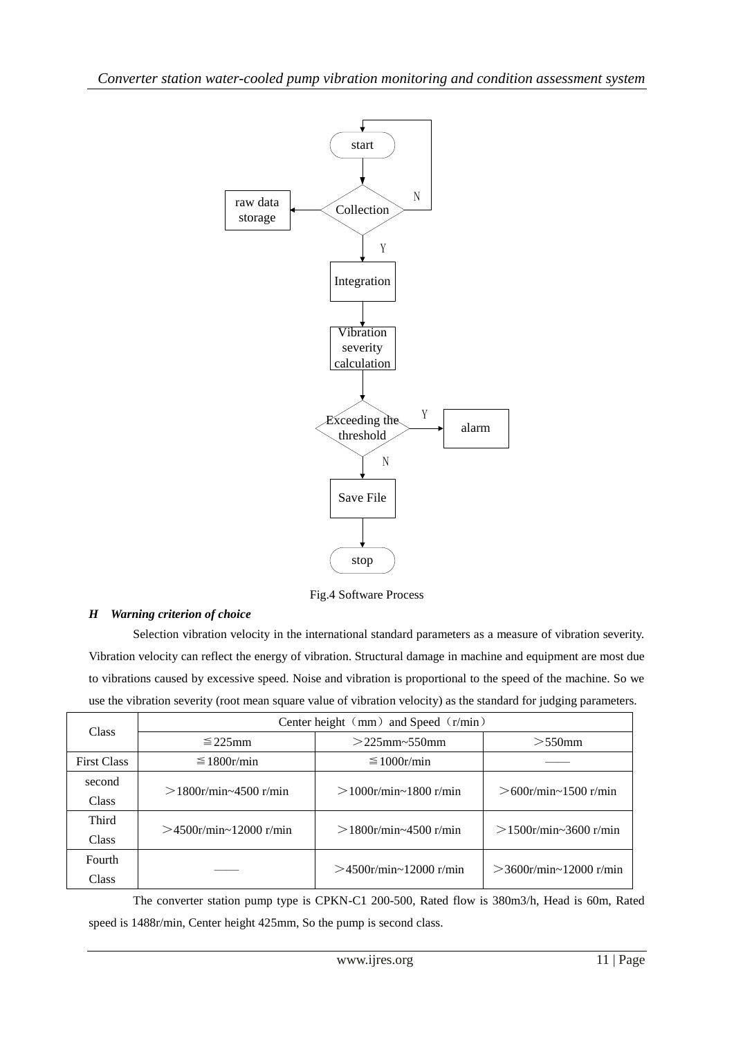start

Collection → raw data storage

N / Y

Integration

Vibration severity calculation

Exceeding the threshold → Y → alarm

N

Save File

stop

Fig.4 Software Process

### *H Warning criterion of choice*

Selection vibration velocity in the international standard parameters as a measure of vibration severity. Vibration velocity can reflect the energy of vibration. Structural damage in machine and equipment are most due to vibrations caused by excessive speed. Noise and vibration is proportional to the speed of the machine. So we use the vibration severity (root mean square value of vibration velocity) as the standard for judging parameters.

| Class | Center height（mm）and Speed（r/min） | | |
|---|---|---|---|
| | ≦225mm | ＞225mm~550mm | ＞550mm |
| First Class | ≦1800r/min | ≦1000r/min | —— |
| second Class | ＞1800r/min~4500 r/min | ＞1000r/min~1800 r/min | ＞600r/min~1500 r/min |
| Third Class | ＞4500r/min~12000 r/min | ＞1800r/min~4500 r/min | ＞1500r/min~3600 r/min |
| Fourth Class | —— | ＞4500r/min~12000 r/min | ＞3600r/min~12000 r/min |

The converter station pump type is CPKN-C1 200-500, Rated flow is 380m3/h, Head is 60m, Rated speed is 1488r/min, Center height 425mm, So the pump is second class.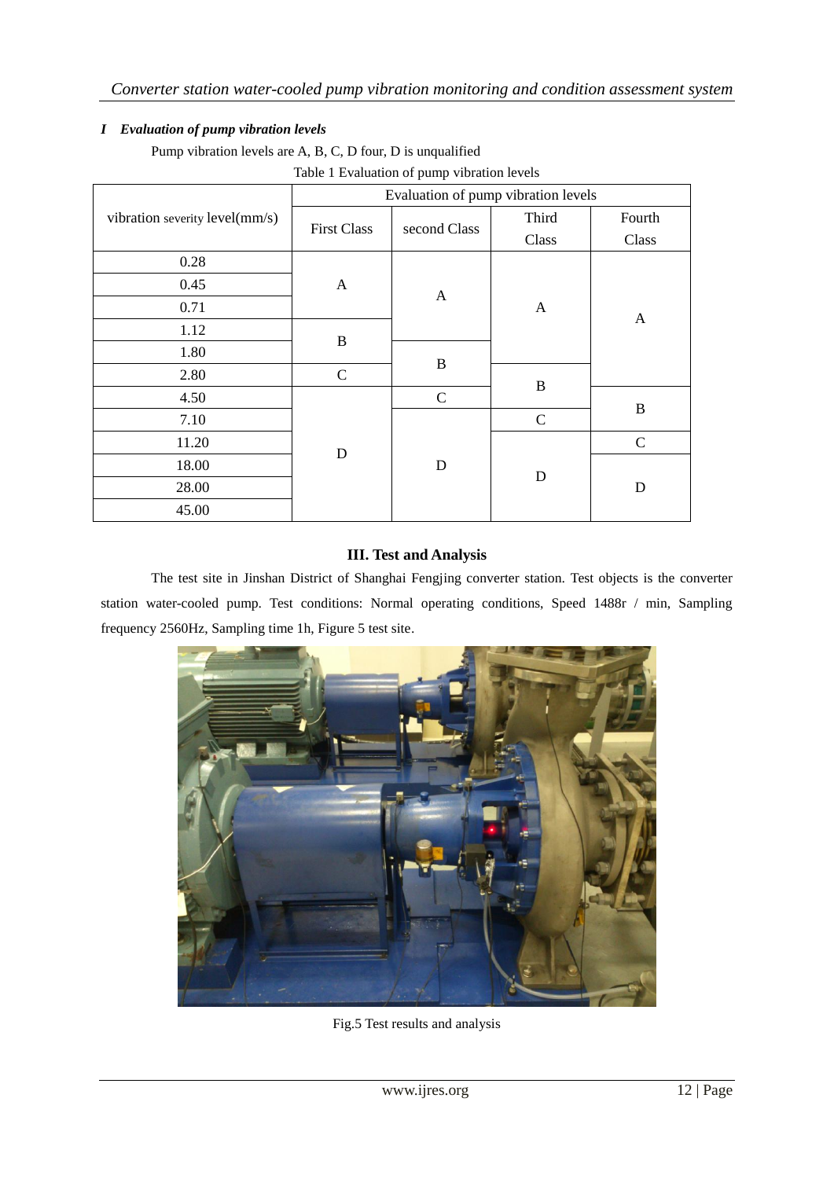*I Evaluation of pump vibration levels*

Pump vibration levels are A, B, C, D four, D is unqualified

Table 1 Evaluation of pump vibration levels

| vibration severity level(mm/s) | Evaluation of pump vibration levels | | | |
|---|---|---|---|---|
| | First Class | second Class | Third Class | Fourth Class |
| 0.28 | A | A | A | A |
| 0.45 | A | A | A | A |
| 0.71 | A | A | A | A |
| 1.12 | B | A | A | A |
| 1.80 | B | B | A | A |
| 2.80 | C | B | B | A |
| 4.50 | D | C | B | B |
| 7.10 | D | D | C | B |
| 11.20 | D | D | D | C |
| 18.00 | D | D | D | D |
| 28.00 | D | D | D | D |
| 45.00 | D | D | D | D |

## III. Test and Analysis

The test site in Jinshan District of Shanghai Fengjing converter station. Test objects is the converter station water-cooled pump. Test conditions: Normal operating conditions, Speed 1488r / min, Sampling frequency 2560Hz, Sampling time 1h, Figure 5 test site.

Fig.5 Test results and analysis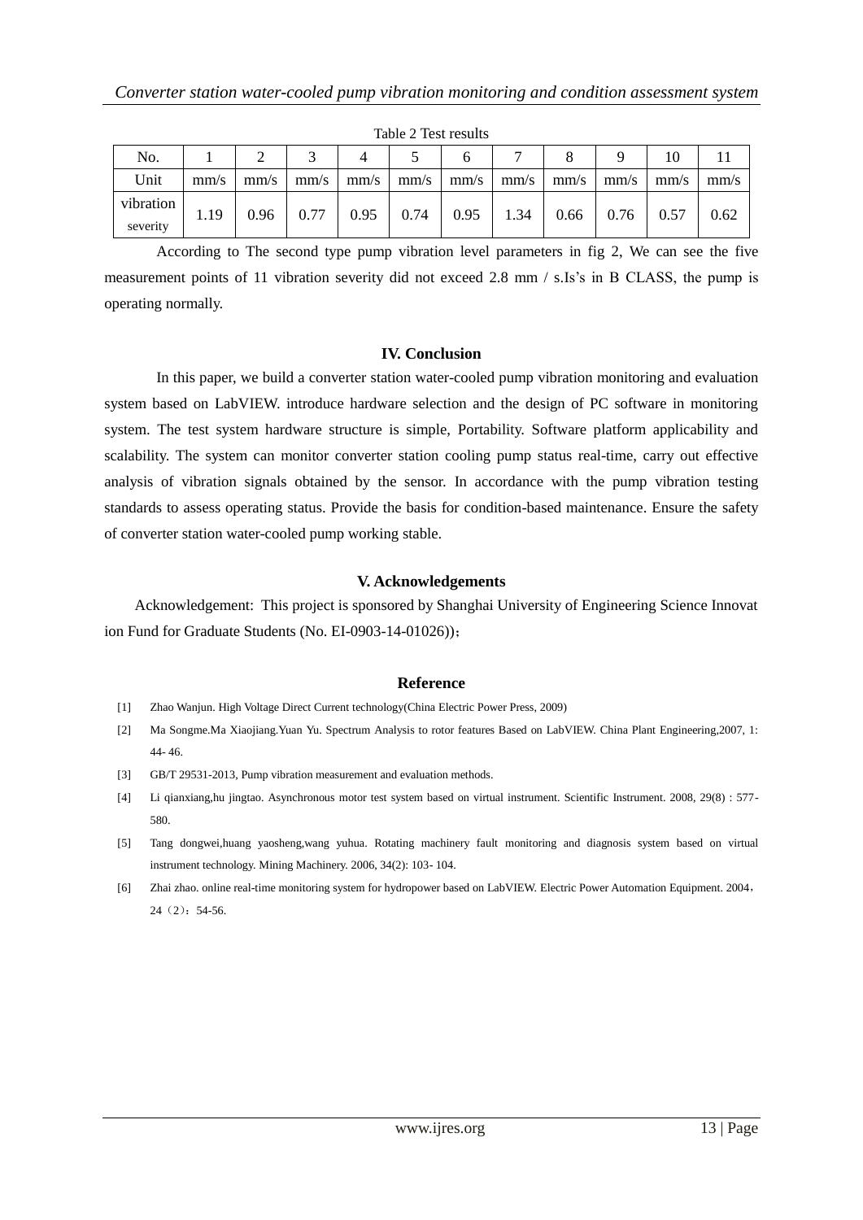Table 2 Test results

| No. | 1 | 2 | 3 | 4 | 5 | 6 | 7 | 8 | 9 | 10 | 11 |
|---|---|---|---|---|---|---|---|---|---|---|---|
| Unit | mm/s | mm/s | mm/s | mm/s | mm/s | mm/s | mm/s | mm/s | mm/s | mm/s | mm/s |
| vibration severity | 1.19 | 0.96 | 0.77 | 0.95 | 0.74 | 0.95 | 1.34 | 0.66 | 0.76 | 0.57 | 0.62 |

According to The second type pump vibration level parameters in fig 2, We can see the five measurement points of 11 vibration severity did not exceed 2.8 mm / s.Is's in B CLASS, the pump is operating normally.

## IV. Conclusion

In this paper, we build a converter station water-cooled pump vibration monitoring and evaluation system based on LabVIEW. introduce hardware selection and the design of PC software in monitoring system. The test system hardware structure is simple, Portability. Software platform applicability and scalability. The system can monitor converter station cooling pump status real-time, carry out effective analysis of vibration signals obtained by the sensor. In accordance with the pump vibration testing standards to assess operating status. Provide the basis for condition-based maintenance. Ensure the safety of converter station water-cooled pump working stable.

## V. Acknowledgements

Acknowledgement: This project is sponsored by Shanghai University of Engineering Science Innovat ion Fund for Graduate Students (No. EI-0903-14-01026))；

## Reference

[1] Zhao Wanjun. High Voltage Direct Current technology(China Electric Power Press, 2009)

[2] Ma Songme.Ma Xiaojiang.Yuan Yu. Spectrum Analysis to rotor features Based on LabVIEW. China Plant Engineering,2007, 1: 44- 46.

[3] GB/T 29531-2013, Pump vibration measurement and evaluation methods.

[4] Li qianxiang,hu jingtao. Asynchronous motor test system based on virtual instrument. Scientific Instrument. 2008, 29(8) : 577- 580.

[5] Tang dongwei,huang yaosheng,wang yuhua. Rotating machinery fault monitoring and diagnosis system based on virtual instrument technology. Mining Machinery. 2006, 34(2): 103- 104.

[6] Zhai zhao. online real-time monitoring system for hydropower based on LabVIEW. Electric Power Automation Equipment. 2004，24（2）：54-56.